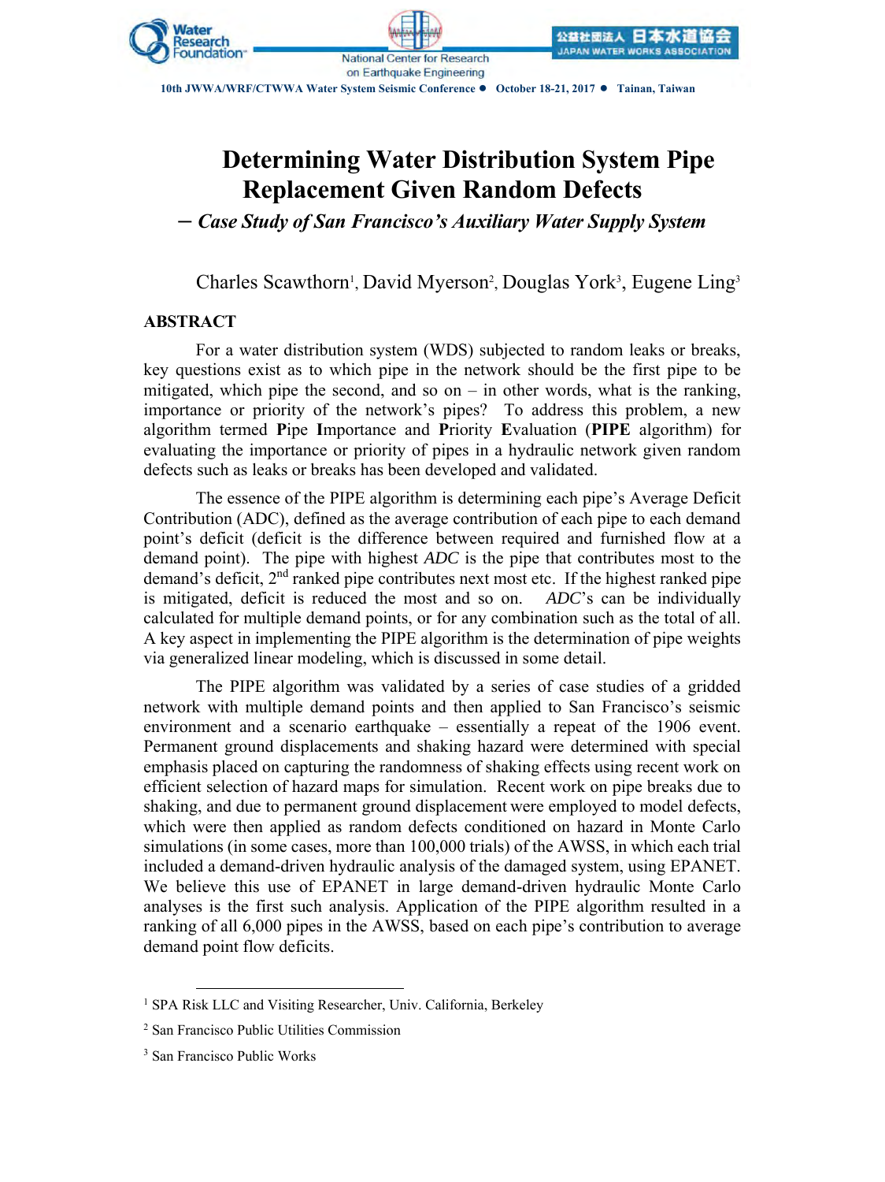# Determining Water Distribution System Pipe Replacement Given Random Defects

## – *Case Study of San Francisco's Auxiliary Water Supply System*

Charles Scawthorn[1], David Myerson[2], Douglas York[3], Eugene Ling[3]

## ABSTRACT

For a water distribution system (WDS) subjected to random leaks or breaks, key questions exist as to which pipe in the network should be the first pipe to be mitigated, which pipe the second, and so on – in other words, what is the ranking, importance or priority of the network's pipes? To address this problem, a new algorithm termed **P**ipe **I**mportance and **P**riority **E**valuation (**PIPE** algorithm) for evaluating the importance or priority of pipes in a hydraulic network given random defects such as leaks or breaks has been developed and validated.

The essence of the PIPE algorithm is determining each pipe's Average Deficit Contribution (ADC), defined as the average contribution of each pipe to each demand point's deficit (deficit is the difference between required and furnished flow at a demand point). The pipe with highest *ADC* is the pipe that contributes most to the demand's deficit, 2nd ranked pipe contributes next most etc. If the highest ranked pipe is mitigated, deficit is reduced the most and so on. *ADC*'s can be individually calculated for multiple demand points, or for any combination such as the total of all. A key aspect in implementing the PIPE algorithm is the determination of pipe weights via generalized linear modeling, which is discussed in some detail.

The PIPE algorithm was validated by a series of case studies of a gridded network with multiple demand points and then applied to San Francisco's seismic environment and a scenario earthquake – essentially a repeat of the 1906 event. Permanent ground displacements and shaking hazard were determined with special emphasis placed on capturing the randomness of shaking effects using recent work on efficient selection of hazard maps for simulation. Recent work on pipe breaks due to shaking, and due to permanent ground displacement were employed to model defects, which were then applied as random defects conditioned on hazard in Monte Carlo simulations (in some cases, more than 100,000 trials) of the AWSS, in which each trial included a demand-driven hydraulic analysis of the damaged system, using EPANET. We believe this use of EPANET in large demand-driven hydraulic Monte Carlo analyses is the first such analysis. Application of the PIPE algorithm resulted in a ranking of all 6,000 pipes in the AWSS, based on each pipe's contribution to average demand point flow deficits.

---

[1] SPA Risk LLC and Visiting Researcher, Univ. California, Berkeley

[2] San Francisco Public Utilities Commission

[3] San Francisco Public Works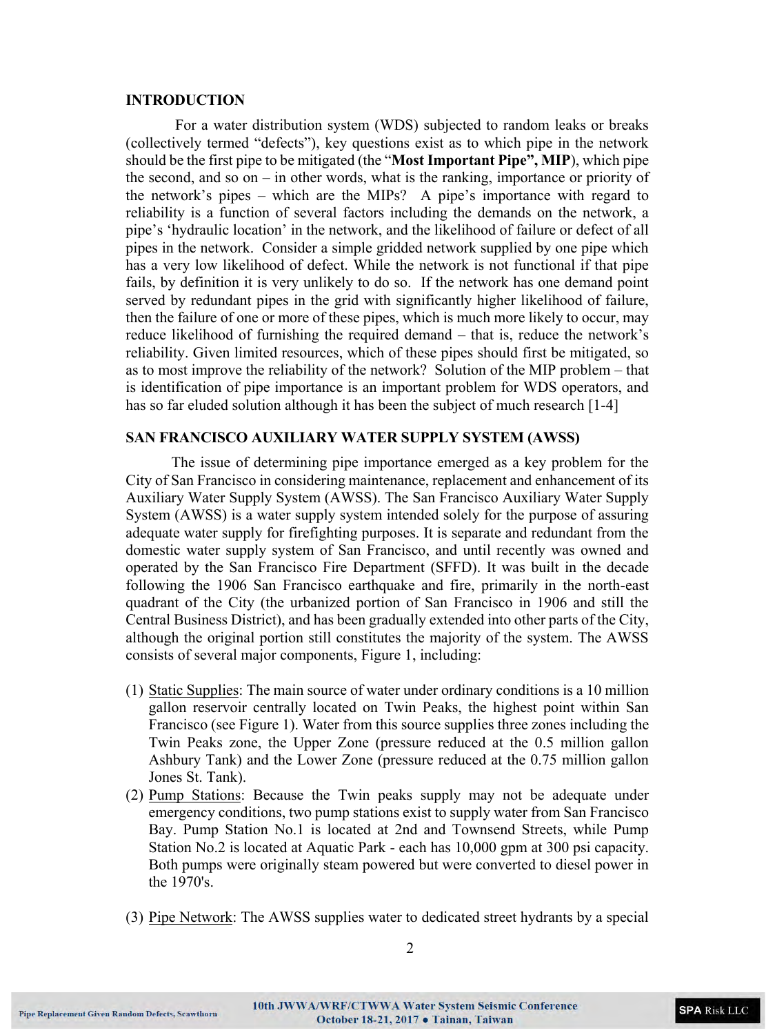## INTRODUCTION

For a water distribution system (WDS) subjected to random leaks or breaks (collectively termed "defects"), key questions exist as to which pipe in the network should be the first pipe to be mitigated (the "**Most Important Pipe", MIP**), which pipe the second, and so on – in other words, what is the ranking, importance or priority of the network's pipes – which are the MIPs? A pipe's importance with regard to reliability is a function of several factors including the demands on the network, a pipe's 'hydraulic location' in the network, and the likelihood of failure or defect of all pipes in the network. Consider a simple gridded network supplied by one pipe which has a very low likelihood of defect. While the network is not functional if that pipe fails, by definition it is very unlikely to do so. If the network has one demand point served by redundant pipes in the grid with significantly higher likelihood of failure, then the failure of one or more of these pipes, which is much more likely to occur, may reduce likelihood of furnishing the required demand – that is, reduce the network's reliability. Given limited resources, which of these pipes should first be mitigated, so as to most improve the reliability of the network? Solution of the MIP problem – that is identification of pipe importance is an important problem for WDS operators, and has so far eluded solution although it has been the subject of much research [1-4]

## SAN FRANCISCO AUXILIARY WATER SUPPLY SYSTEM (AWSS)

The issue of determining pipe importance emerged as a key problem for the City of San Francisco in considering maintenance, replacement and enhancement of its Auxiliary Water Supply System (AWSS). The San Francisco Auxiliary Water Supply System (AWSS) is a water supply system intended solely for the purpose of assuring adequate water supply for firefighting purposes. It is separate and redundant from the domestic water supply system of San Francisco, and until recently was owned and operated by the San Francisco Fire Department (SFFD). It was built in the decade following the 1906 San Francisco earthquake and fire, primarily in the north-east quadrant of the City (the urbanized portion of San Francisco in 1906 and still the Central Business District), and has been gradually extended into other parts of the City, although the original portion still constitutes the majority of the system. The AWSS consists of several major components, Figure 1, including:

(1) Static Supplies: The main source of water under ordinary conditions is a 10 million gallon reservoir centrally located on Twin Peaks, the highest point within San Francisco (see Figure 1). Water from this source supplies three zones including the Twin Peaks zone, the Upper Zone (pressure reduced at the 0.5 million gallon Ashbury Tank) and the Lower Zone (pressure reduced at the 0.75 million gallon Jones St. Tank).

(2) Pump Stations: Because the Twin peaks supply may not be adequate under emergency conditions, two pump stations exist to supply water from San Francisco Bay. Pump Station No.1 is located at 2nd and Townsend Streets, while Pump Station No.2 is located at Aquatic Park - each has 10,000 gpm at 300 psi capacity. Both pumps were originally steam powered but were converted to diesel power in the 1970's.

(3) Pipe Network: The AWSS supplies water to dedicated street hydrants by a special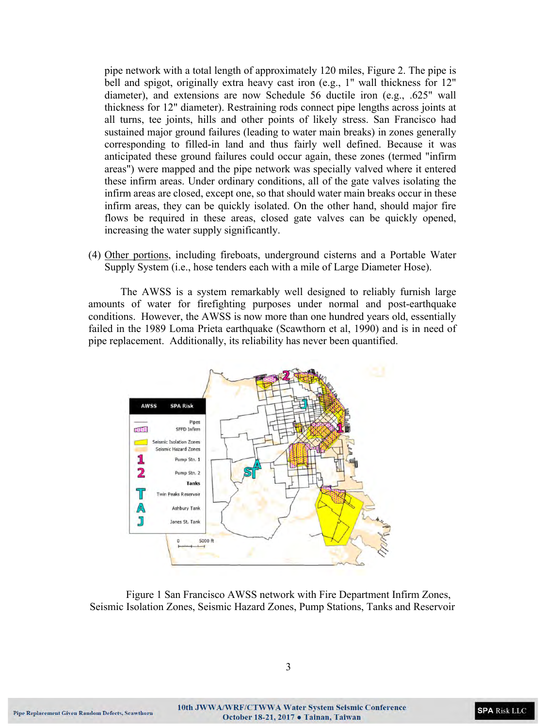pipe network with a total length of approximately 120 miles, Figure 2. The pipe is bell and spigot, originally extra heavy cast iron (e.g., 1" wall thickness for 12" diameter), and extensions are now Schedule 56 ductile iron (e.g., .625" wall thickness for 12" diameter). Restraining rods connect pipe lengths across joints at all turns, tee joints, hills and other points of likely stress. San Francisco had sustained major ground failures (leading to water main breaks) in zones generally corresponding to filled-in land and thus fairly well defined. Because it was anticipated these ground failures could occur again, these zones (termed "infirm areas") were mapped and the pipe network was specially valved where it entered these infirm areas. Under ordinary conditions, all of the gate valves isolating the infirm areas are closed, except one, so that should water main breaks occur in these infirm areas, they can be quickly isolated. On the other hand, should major fire flows be required in these areas, closed gate valves can be quickly opened, increasing the water supply significantly.

(4) Other portions, including fireboats, underground cisterns and a Portable Water Supply System (i.e., hose tenders each with a mile of Large Diameter Hose).

The AWSS is a system remarkably well designed to reliably furnish large amounts of water for firefighting purposes under normal and post-earthquake conditions. However, the AWSS is now more than one hundred years old, essentially failed in the 1989 Loma Prieta earthquake (Scawthorn et al, 1990) and is in need of pipe replacement. Additionally, its reliability has never been quantified.

Figure 1 San Francisco AWSS network with Fire Department Infirm Zones, Seismic Isolation Zones, Seismic Hazard Zones, Pump Stations, Tanks and Reservoir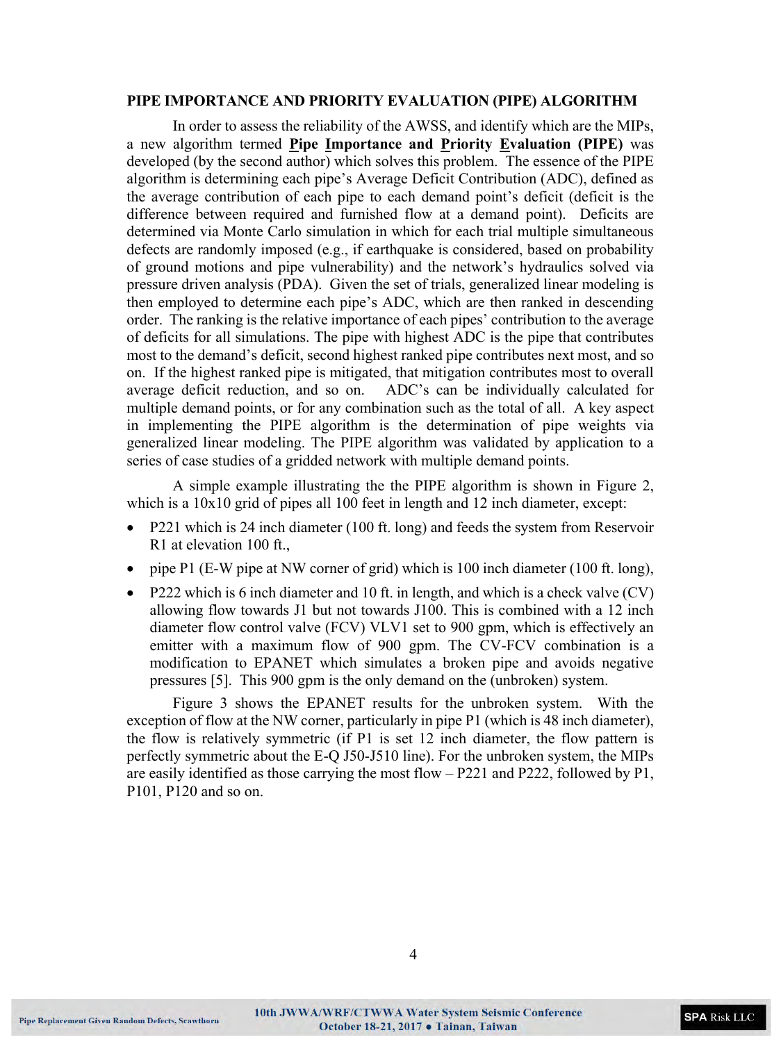## PIPE IMPORTANCE AND PRIORITY EVALUATION (PIPE) ALGORITHM

In order to assess the reliability of the AWSS, and identify which are the MIPs, a new algorithm termed **Pipe Importance and Priority Evaluation (PIPE)** was developed (by the second author) which solves this problem. The essence of the PIPE algorithm is determining each pipe's Average Deficit Contribution (ADC), defined as the average contribution of each pipe to each demand point's deficit (deficit is the difference between required and furnished flow at a demand point). Deficits are determined via Monte Carlo simulation in which for each trial multiple simultaneous defects are randomly imposed (e.g., if earthquake is considered, based on probability of ground motions and pipe vulnerability) and the network's hydraulics solved via pressure driven analysis (PDA). Given the set of trials, generalized linear modeling is then employed to determine each pipe's ADC, which are then ranked in descending order. The ranking is the relative importance of each pipes' contribution to the average of deficits for all simulations. The pipe with highest ADC is the pipe that contributes most to the demand's deficit, second highest ranked pipe contributes next most, and so on. If the highest ranked pipe is mitigated, that mitigation contributes most to overall average deficit reduction, and so on. ADC's can be individually calculated for multiple demand points, or for any combination such as the total of all. A key aspect in implementing the PIPE algorithm is the determination of pipe weights via generalized linear modeling. The PIPE algorithm was validated by application to a series of case studies of a gridded network with multiple demand points.

A simple example illustrating the the PIPE algorithm is shown in Figure 2, which is a 10x10 grid of pipes all 100 feet in length and 12 inch diameter, except:

- P221 which is 24 inch diameter (100 ft. long) and feeds the system from Reservoir R1 at elevation 100 ft.,
- pipe P1 (E-W pipe at NW corner of grid) which is 100 inch diameter (100 ft. long),
- P222 which is 6 inch diameter and 10 ft. in length, and which is a check valve (CV) allowing flow towards J1 but not towards J100. This is combined with a 12 inch diameter flow control valve (FCV) VLV1 set to 900 gpm, which is effectively an emitter with a maximum flow of 900 gpm. The CV-FCV combination is a modification to EPANET which simulates a broken pipe and avoids negative pressures [5]. This 900 gpm is the only demand on the (unbroken) system.

Figure 3 shows the EPANET results for the unbroken system. With the exception of flow at the NW corner, particularly in pipe P1 (which is 48 inch diameter), the flow is relatively symmetric (if P1 is set 12 inch diameter, the flow pattern is perfectly symmetric about the E-Q J50-J510 line). For the unbroken system, the MIPs are easily identified as those carrying the most flow – P221 and P222, followed by P1, P101, P120 and so on.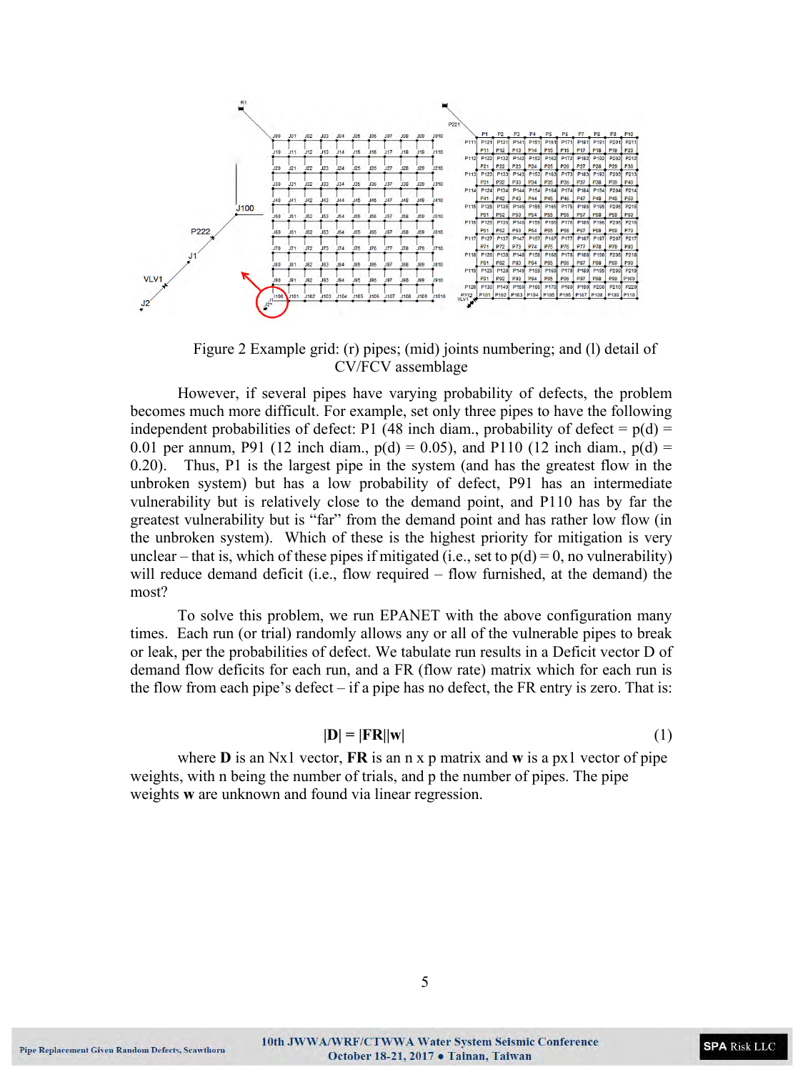Figure 2 Example grid: (r) pipes; (mid) joints numbering; and (l) detail of CV/FCV assemblage

However, if several pipes have varying probability of defects, the problem becomes much more difficult. For example, set only three pipes to have the following independent probabilities of defect: P1 (48 inch diam., probability of defect = p(d) = 0.01 per annum, P91 (12 inch diam., p(d) = 0.05), and P110 (12 inch diam., p(d) = 0.20). Thus, P1 is the largest pipe in the system (and has the greatest flow in the unbroken system) but has a low probability of defect, P91 has an intermediate vulnerability but is relatively close to the demand point, and P110 has by far the greatest vulnerability but is "far" from the demand point and has rather low flow (in the unbroken system). Which of these is the highest priority for mitigation is very unclear – that is, which of these pipes if mitigated (i.e., set to p(d) = 0, no vulnerability) will reduce demand deficit (i.e., flow required – flow furnished, at the demand) the most?

To solve this problem, we run EPANET with the above configuration many times. Each run (or trial) randomly allows any or all of the vulnerable pipes to break or leak, per the probabilities of defect. We tabulate run results in a Deficit vector D of demand flow deficits for each run, and a FR (flow rate) matrix which for each run is the flow from each pipe's defect – if a pipe has no defect, the FR entry is zero. That is:

$$|\mathbf{D}| = |\mathbf{FR}||\mathbf{w}| \tag{1}$$

where **D** is an Nx1 vector, **FR** is an n x p matrix and **w** is a px1 vector of pipe weights, with n being the number of trials, and p the number of pipes. The pipe weights **w** are unknown and found via linear regression.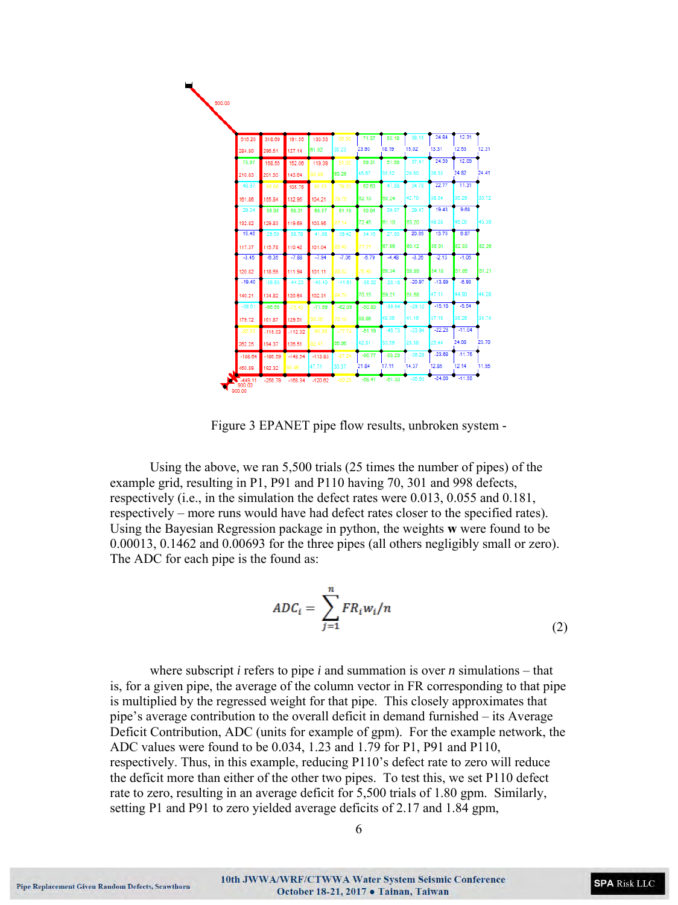Figure 3 EPANET pipe flow results, unbroken system -

Using the above, we ran 5,500 trials (25 times the number of pipes) of the example grid, resulting in P1, P91 and P110 having 70, 301 and 998 defects, respectively (i.e., in the simulation the defect rates were 0.013, 0.055 and 0.181, respectively – more runs would have had defect rates closer to the specified rates). Using the Bayesian Regression package in python, the weights **w** were found to be 0.00013, 0.1462 and 0.00693 for the three pipes (all others negligibly small or zero). The ADC for each pipe is the found as:

$$ADC_i = \sum_{j=1}^{n} FR_i w_i / n \tag{2}$$

where subscript $i$ refers to pipe $i$ and summation is over $n$ simulations – that is, for a given pipe, the average of the column vector in FR corresponding to that pipe is multiplied by the regressed weight for that pipe. This closely approximates that pipe's average contribution to the overall deficit in demand furnished – its Average Deficit Contribution, ADC (units for example of gpm). For the example network, the ADC values were found to be 0.034, 1.23 and 1.79 for P1, P91 and P110, respectively. Thus, in this example, reducing P110's defect rate to zero will reduce the deficit more than either of the other two pipes. To test this, we set P110 defect rate to zero, resulting in an average deficit for 5,500 trials of 1.80 gpm. Similarly, setting P1 and P91 to zero yielded average deficits of 2.17 and 1.84 gpm,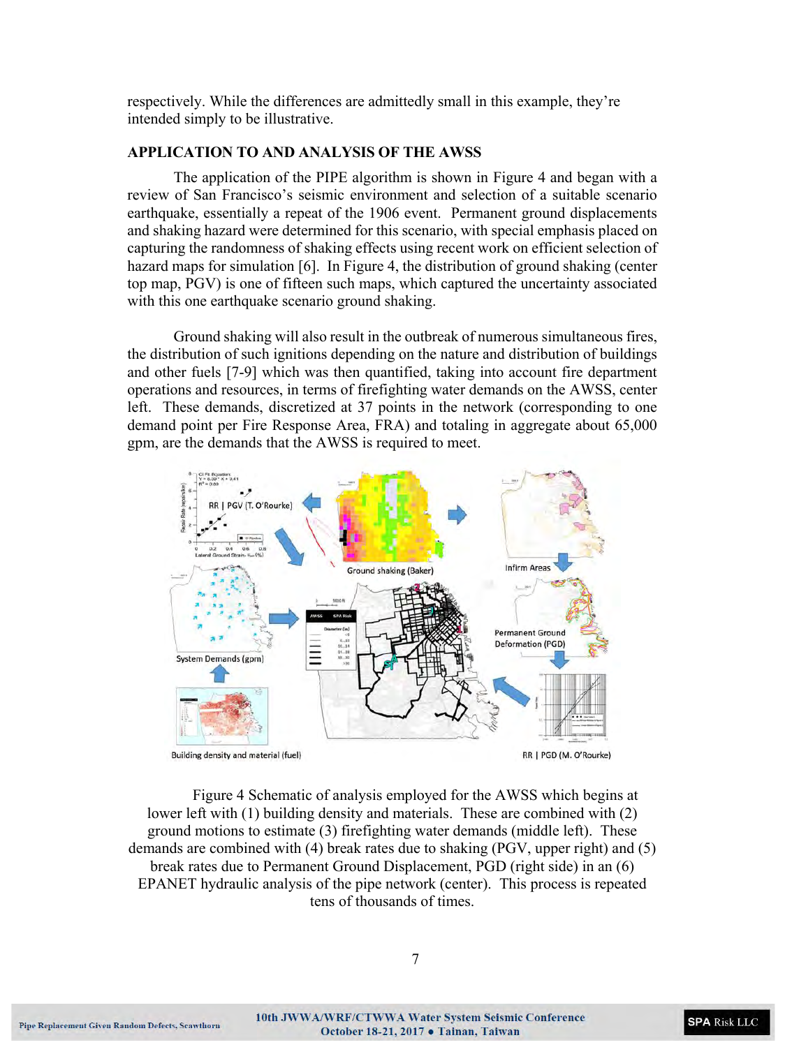respectively. While the differences are admittedly small in this example, they're intended simply to be illustrative.

## APPLICATION TO AND ANALYSIS OF THE AWSS

The application of the PIPE algorithm is shown in Figure 4 and began with a review of San Francisco's seismic environment and selection of a suitable scenario earthquake, essentially a repeat of the 1906 event. Permanent ground displacements and shaking hazard were determined for this scenario, with special emphasis placed on capturing the randomness of shaking effects using recent work on efficient selection of hazard maps for simulation [6]. In Figure 4, the distribution of ground shaking (center top map, PGV) is one of fifteen such maps, which captured the uncertainty associated with this one earthquake scenario ground shaking.

Ground shaking will also result in the outbreak of numerous simultaneous fires, the distribution of such ignitions depending on the nature and distribution of buildings and other fuels [7-9] which was then quantified, taking into account fire department operations and resources, in terms of firefighting water demands on the AWSS, center left. These demands, discretized at 37 points in the network (corresponding to one demand point per Fire Response Area, FRA) and totaling in aggregate about 65,000 gpm, are the demands that the AWSS is required to meet.

Figure 4 Schematic of analysis employed for the AWSS which begins at lower left with (1) building density and materials. These are combined with (2) ground motions to estimate (3) firefighting water demands (middle left). These demands are combined with (4) break rates due to shaking (PGV, upper right) and (5) break rates due to Permanent Ground Displacement, PGD (right side) in an (6) EPANET hydraulic analysis of the pipe network (center). This process is repeated tens of thousands of times.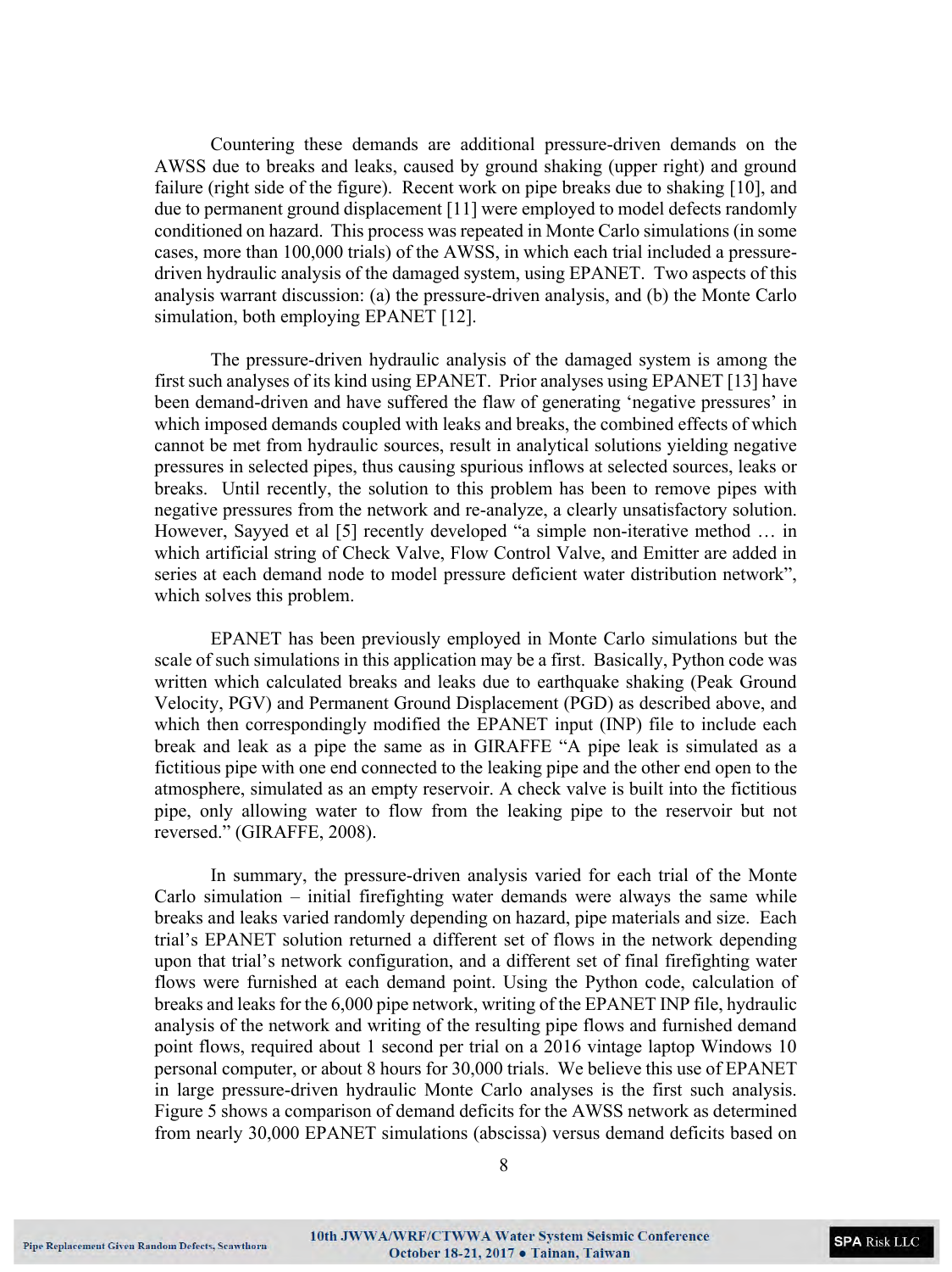Countering these demands are additional pressure-driven demands on the AWSS due to breaks and leaks, caused by ground shaking (upper right) and ground failure (right side of the figure). Recent work on pipe breaks due to shaking [10], and due to permanent ground displacement [11] were employed to model defects randomly conditioned on hazard. This process was repeated in Monte Carlo simulations (in some cases, more than 100,000 trials) of the AWSS, in which each trial included a pressure-driven hydraulic analysis of the damaged system, using EPANET. Two aspects of this analysis warrant discussion: (a) the pressure-driven analysis, and (b) the Monte Carlo simulation, both employing EPANET [12].

The pressure-driven hydraulic analysis of the damaged system is among the first such analyses of its kind using EPANET. Prior analyses using EPANET [13] have been demand-driven and have suffered the flaw of generating 'negative pressures' in which imposed demands coupled with leaks and breaks, the combined effects of which cannot be met from hydraulic sources, result in analytical solutions yielding negative pressures in selected pipes, thus causing spurious inflows at selected sources, leaks or breaks. Until recently, the solution to this problem has been to remove pipes with negative pressures from the network and re-analyze, a clearly unsatisfactory solution. However, Sayyed et al [5] recently developed "a simple non-iterative method … in which artificial string of Check Valve, Flow Control Valve, and Emitter are added in series at each demand node to model pressure deficient water distribution network", which solves this problem.

EPANET has been previously employed in Monte Carlo simulations but the scale of such simulations in this application may be a first. Basically, Python code was written which calculated breaks and leaks due to earthquake shaking (Peak Ground Velocity, PGV) and Permanent Ground Displacement (PGD) as described above, and which then correspondingly modified the EPANET input (INP) file to include each break and leak as a pipe the same as in GIRAFFE "A pipe leak is simulated as a fictitious pipe with one end connected to the leaking pipe and the other end open to the atmosphere, simulated as an empty reservoir. A check valve is built into the fictitious pipe, only allowing water to flow from the leaking pipe to the reservoir but not reversed." (GIRAFFE, 2008).

In summary, the pressure-driven analysis varied for each trial of the Monte Carlo simulation – initial firefighting water demands were always the same while breaks and leaks varied randomly depending on hazard, pipe materials and size. Each trial's EPANET solution returned a different set of flows in the network depending upon that trial's network configuration, and a different set of final firefighting water flows were furnished at each demand point. Using the Python code, calculation of breaks and leaks for the 6,000 pipe network, writing of the EPANET INP file, hydraulic analysis of the network and writing of the resulting pipe flows and furnished demand point flows, required about 1 second per trial on a 2016 vintage laptop Windows 10 personal computer, or about 8 hours for 30,000 trials. We believe this use of EPANET in large pressure-driven hydraulic Monte Carlo analyses is the first such analysis. Figure 5 shows a comparison of demand deficits for the AWSS network as determined from nearly 30,000 EPANET simulations (abscissa) versus demand deficits based on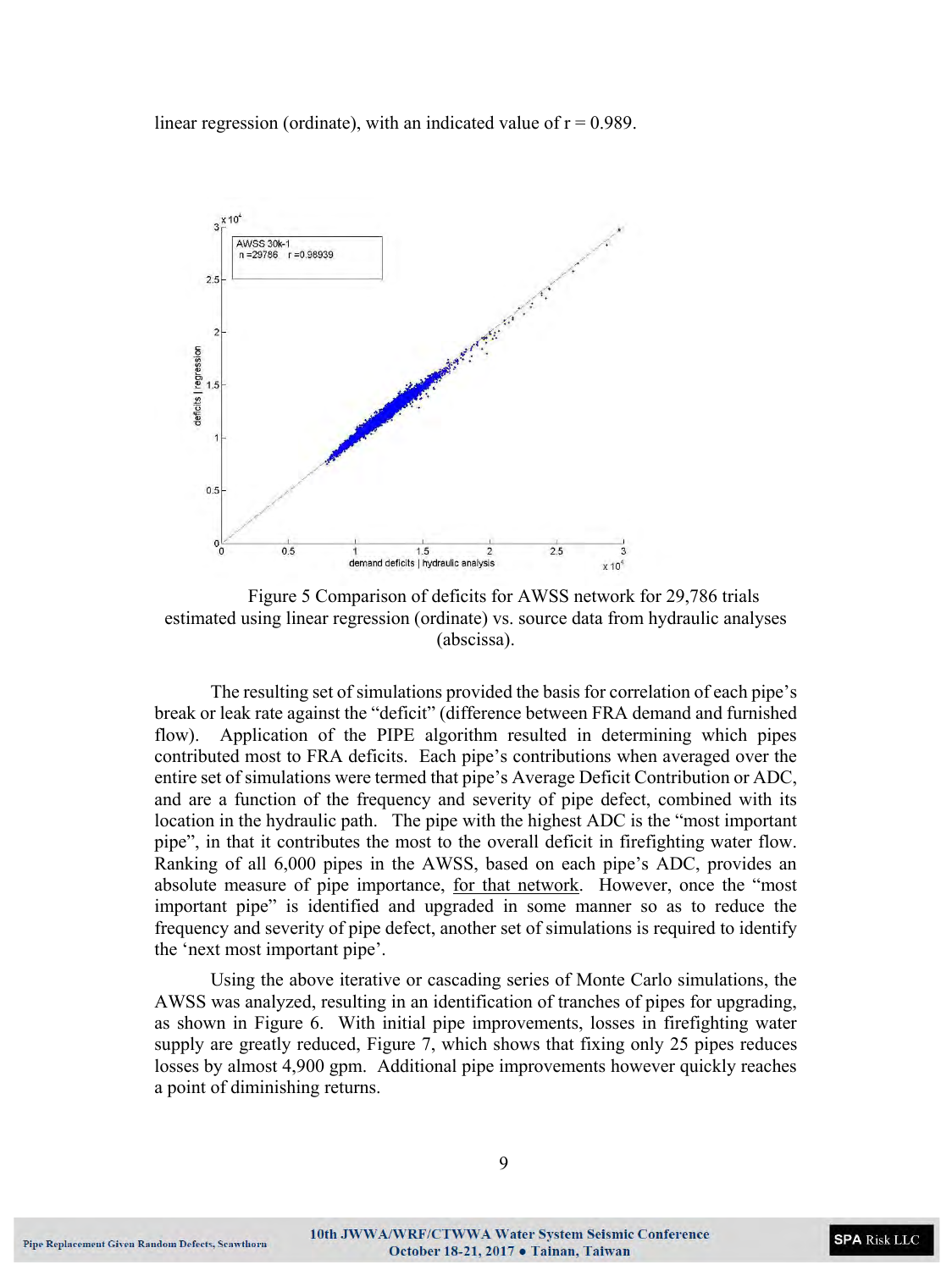linear regression (ordinate), with an indicated value of r = 0.989.

Figure 5 Comparison of deficits for AWSS network for 29,786 trials estimated using linear regression (ordinate) vs. source data from hydraulic analyses (abscissa).

The resulting set of simulations provided the basis for correlation of each pipe's break or leak rate against the "deficit" (difference between FRA demand and furnished flow). Application of the PIPE algorithm resulted in determining which pipes contributed most to FRA deficits. Each pipe's contributions when averaged over the entire set of simulations were termed that pipe's Average Deficit Contribution or ADC, and are a function of the frequency and severity of pipe defect, combined with its location in the hydraulic path. The pipe with the highest ADC is the "most important pipe", in that it contributes the most to the overall deficit in firefighting water flow. Ranking of all 6,000 pipes in the AWSS, based on each pipe's ADC, provides an absolute measure of pipe importance, for that network. However, once the "most important pipe" is identified and upgraded in some manner so as to reduce the frequency and severity of pipe defect, another set of simulations is required to identify the 'next most important pipe'.

Using the above iterative or cascading series of Monte Carlo simulations, the AWSS was analyzed, resulting in an identification of tranches of pipes for upgrading, as shown in Figure 6. With initial pipe improvements, losses in firefighting water supply are greatly reduced, Figure 7, which shows that fixing only 25 pipes reduces losses by almost 4,900 gpm. Additional pipe improvements however quickly reaches a point of diminishing returns.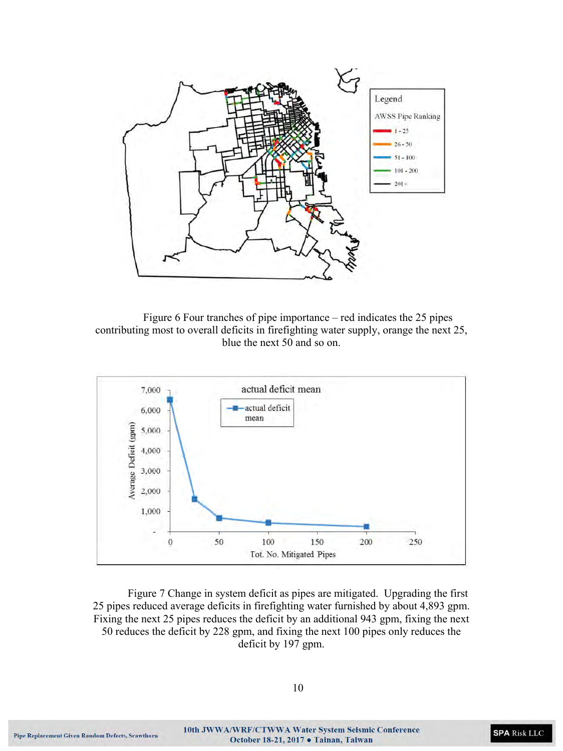Figure 6 Four tranches of pipe importance – red indicates the 25 pipes contributing most to overall deficits in firefighting water supply, orange the next 25, blue the next 50 and so on.

Figure 7 Change in system deficit as pipes are mitigated. Upgrading the first 25 pipes reduced average deficits in firefighting water furnished by about 4,893 gpm. Fixing the next 25 pipes reduces the deficit by an additional 943 gpm, fixing the next 50 reduces the deficit by 228 gpm, and fixing the next 100 pipes only reduces the deficit by 197 gpm.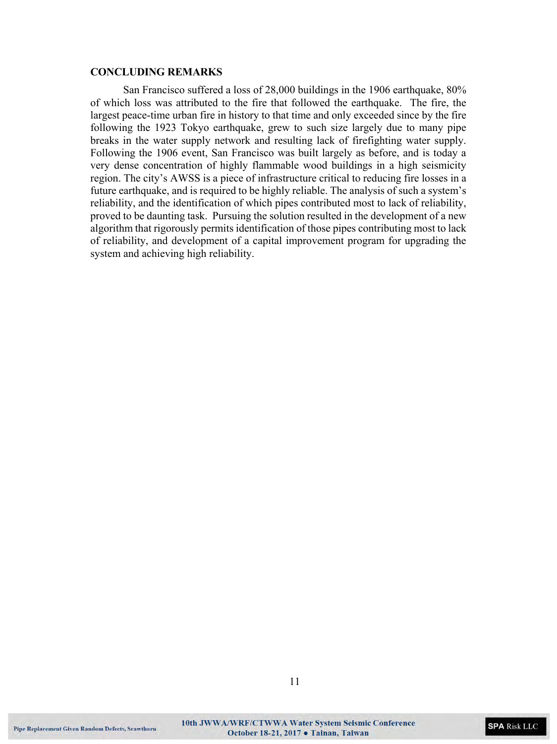## CONCLUDING REMARKS

San Francisco suffered a loss of 28,000 buildings in the 1906 earthquake, 80% of which loss was attributed to the fire that followed the earthquake. The fire, the largest peace-time urban fire in history to that time and only exceeded since by the fire following the 1923 Tokyo earthquake, grew to such size largely due to many pipe breaks in the water supply network and resulting lack of firefighting water supply. Following the 1906 event, San Francisco was built largely as before, and is today a very dense concentration of highly flammable wood buildings in a high seismicity region. The city's AWSS is a piece of infrastructure critical to reducing fire losses in a future earthquake, and is required to be highly reliable. The analysis of such a system's reliability, and the identification of which pipes contributed most to lack of reliability, proved to be daunting task. Pursuing the solution resulted in the development of a new algorithm that rigorously permits identification of those pipes contributing most to lack of reliability, and development of a capital improvement program for upgrading the system and achieving high reliability.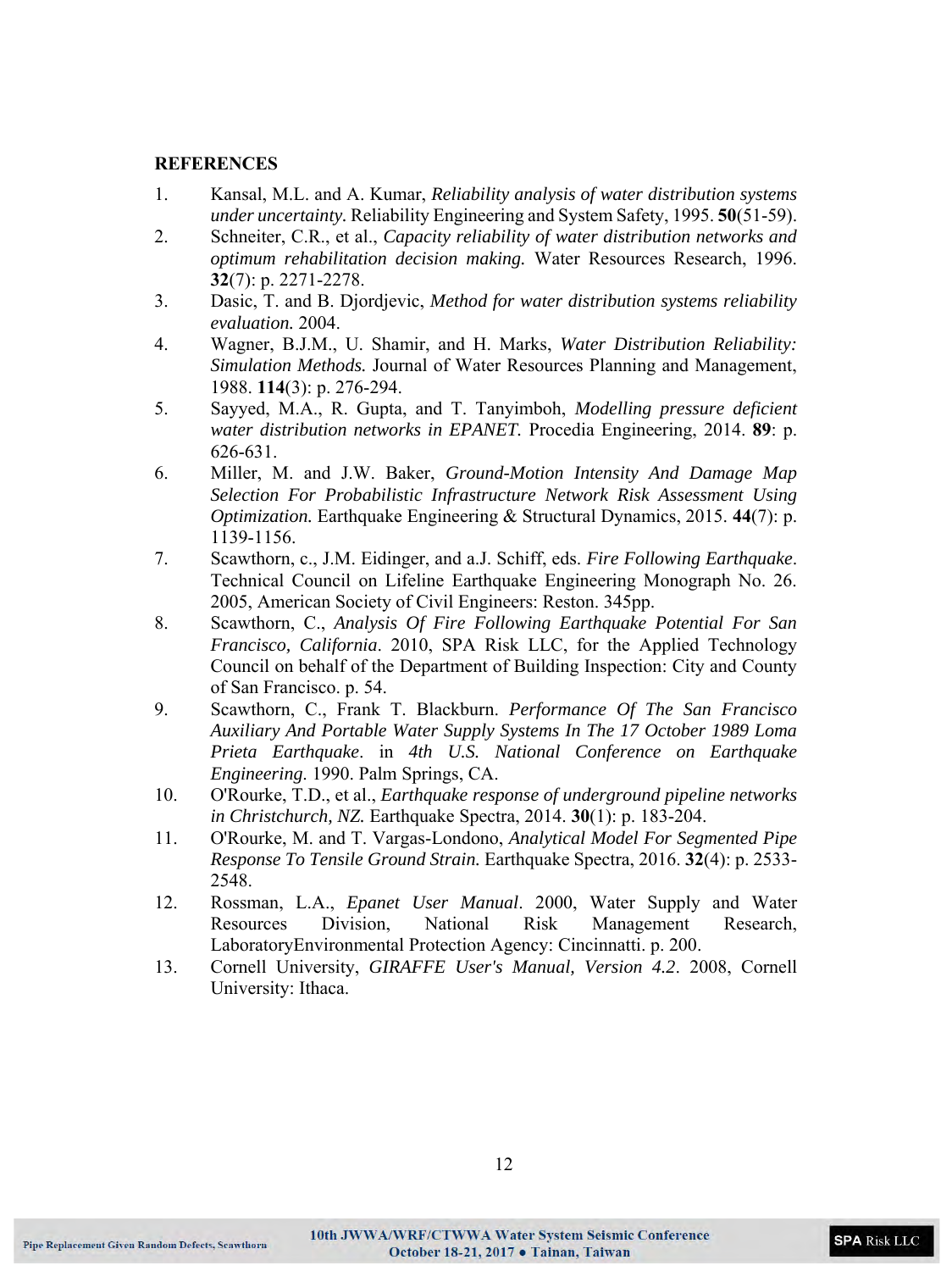## REFERENCES

1. Kansal, M.L. and A. Kumar, *Reliability analysis of water distribution systems under uncertainty.* Reliability Engineering and System Safety, 1995. **50**(51-59).
2. Schneiter, C.R., et al., *Capacity reliability of water distribution networks and optimum rehabilitation decision making.* Water Resources Research, 1996. **32**(7): p. 2271-2278.
3. Dasic, T. and B. Djordjevic, *Method for water distribution systems reliability evaluation.* 2004.
4. Wagner, B.J.M., U. Shamir, and H. Marks, *Water Distribution Reliability: Simulation Methods.* Journal of Water Resources Planning and Management, 1988. **114**(3): p. 276-294.
5. Sayyed, M.A., R. Gupta, and T. Tanyimboh, *Modelling pressure deficient water distribution networks in EPANET.* Procedia Engineering, 2014. **89**: p. 626-631.
6. Miller, M. and J.W. Baker, *Ground-Motion Intensity And Damage Map Selection For Probabilistic Infrastructure Network Risk Assessment Using Optimization.* Earthquake Engineering & Structural Dynamics, 2015. **44**(7): p. 1139-1156.
7. Scawthorn, c., J.M. Eidinger, and a.J. Schiff, eds. *Fire Following Earthquake*. Technical Council on Lifeline Earthquake Engineering Monograph No. 26. 2005, American Society of Civil Engineers: Reston. 345pp.
8. Scawthorn, C., *Analysis Of Fire Following Earthquake Potential For San Francisco, California*. 2010, SPA Risk LLC, for the Applied Technology Council on behalf of the Department of Building Inspection: City and County of San Francisco. p. 54.
9. Scawthorn, C., Frank T. Blackburn. *Performance Of The San Francisco Auxiliary And Portable Water Supply Systems In The 17 October 1989 Loma Prieta Earthquake*. in *4th U.S. National Conference on Earthquake Engineering*. 1990. Palm Springs, CA.
10. O'Rourke, T.D., et al., *Earthquake response of underground pipeline networks in Christchurch, NZ.* Earthquake Spectra, 2014. **30**(1): p. 183-204.
11. O'Rourke, M. and T. Vargas-Londono, *Analytical Model For Segmented Pipe Response To Tensile Ground Strain.* Earthquake Spectra, 2016. **32**(4): p. 2533-2548.
12. Rossman, L.A., *Epanet User Manual*. 2000, Water Supply and Water Resources Division, National Risk Management Research, LaboratoryEnvironmental Protection Agency: Cincinnatti. p. 200.
13. Cornell University, *GIRAFFE User's Manual, Version 4.2*. 2008, Cornell University: Ithaca.